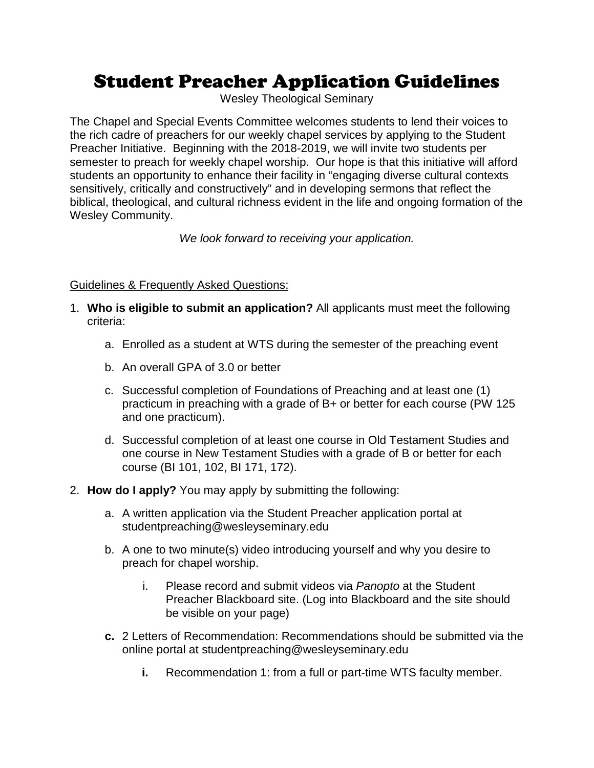# Student Preacher Application Guidelines

Wesley Theological Seminary

The Chapel and Special Events Committee welcomes students to lend their voices to the rich cadre of preachers for our weekly chapel services by applying to the Student Preacher Initiative. Beginning with the 2018-2019, we will invite two students per semester to preach for weekly chapel worship. Our hope is that this initiative will afford students an opportunity to enhance their facility in "engaging diverse cultural contexts sensitively, critically and constructively" and in developing sermons that reflect the biblical, theological, and cultural richness evident in the life and ongoing formation of the Wesley Community.

*We look forward to receiving your application.*

<u>Guidelines & Frequently Asked Questions:</u>

1. **Who is eligible to submit an application?** All applicants must meet the following criteria:
    a. Enrolled as a student at WTS during the semester of the preaching event
    b. An overall GPA of 3.0 or better
    c. Successful completion of Foundations of Preaching and at least one (1) practicum in preaching with a grade of B+ or better for each course (PW 125 and one practicum).
    d. Successful completion of at least one course in Old Testament Studies and one course in New Testament Studies with a grade of B or better for each course (BI 101, 102, BI 171, 172).
2. **How do I apply?** You may apply by submitting the following:
    a. A written application via the Student Preacher application portal at studentpreaching@wesleyseminary.edu
    b. A one to two minute(s) video introducing yourself and why you desire to preach for chapel worship.
        i. Please record and submit videos via *Panopto* at the Student Preacher Blackboard site. (Log into Blackboard and the site should be visible on your page)
    **c.** 2 Letters of Recommendation: Recommendations should be submitted via the online portal at studentpreaching@wesleyseminary.edu
        **i.** Recommendation 1: from a full or part-time WTS faculty member.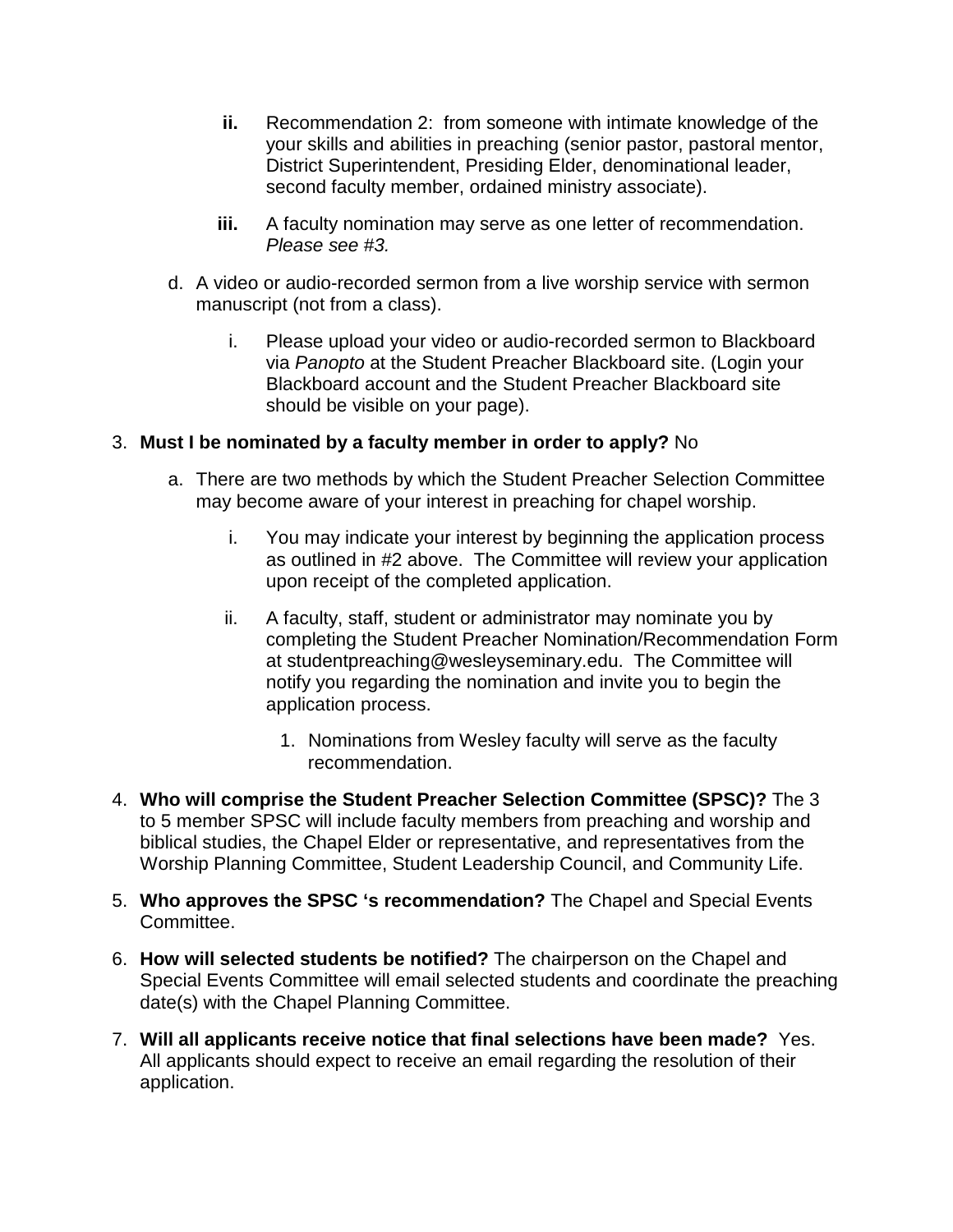ii. Recommendation 2: from someone with intimate knowledge of the your skills and abilities in preaching (senior pastor, pastoral mentor, District Superintendent, Presiding Elder, denominational leader, second faculty member, ordained ministry associate).

   iii. A faculty nomination may serve as one letter of recommendation. *Please see #3.*

d. A video or audio-recorded sermon from a live worship service with sermon manuscript (not from a class).

   i. Please upload your video or audio-recorded sermon to Blackboard via *Panopto* at the Student Preacher Blackboard site. (Login your Blackboard account and the Student Preacher Blackboard site should be visible on your page).

3. **Must I be nominated by a faculty member in order to apply?** No

   a. There are two methods by which the Student Preacher Selection Committee may become aware of your interest in preaching for chapel worship.

      i. You may indicate your interest by beginning the application process as outlined in #2 above. The Committee will review your application upon receipt of the completed application.

      ii. A faculty, staff, student or administrator may nominate you by completing the Student Preacher Nomination/Recommendation Form at studentpreaching@wesleyseminary.edu. The Committee will notify you regarding the nomination and invite you to begin the application process.

         1. Nominations from Wesley faculty will serve as the faculty recommendation.

4. **Who will comprise the Student Preacher Selection Committee (SPSC)?** The 3 to 5 member SPSC will include faculty members from preaching and worship and biblical studies, the Chapel Elder or representative, and representatives from the Worship Planning Committee, Student Leadership Council, and Community Life.

5. **Who approves the SPSC 's recommendation?** The Chapel and Special Events Committee.

6. **How will selected students be notified?** The chairperson on the Chapel and Special Events Committee will email selected students and coordinate the preaching date(s) with the Chapel Planning Committee.

7. **Will all applicants receive notice that final selections have been made?** Yes. All applicants should expect to receive an email regarding the resolution of their application.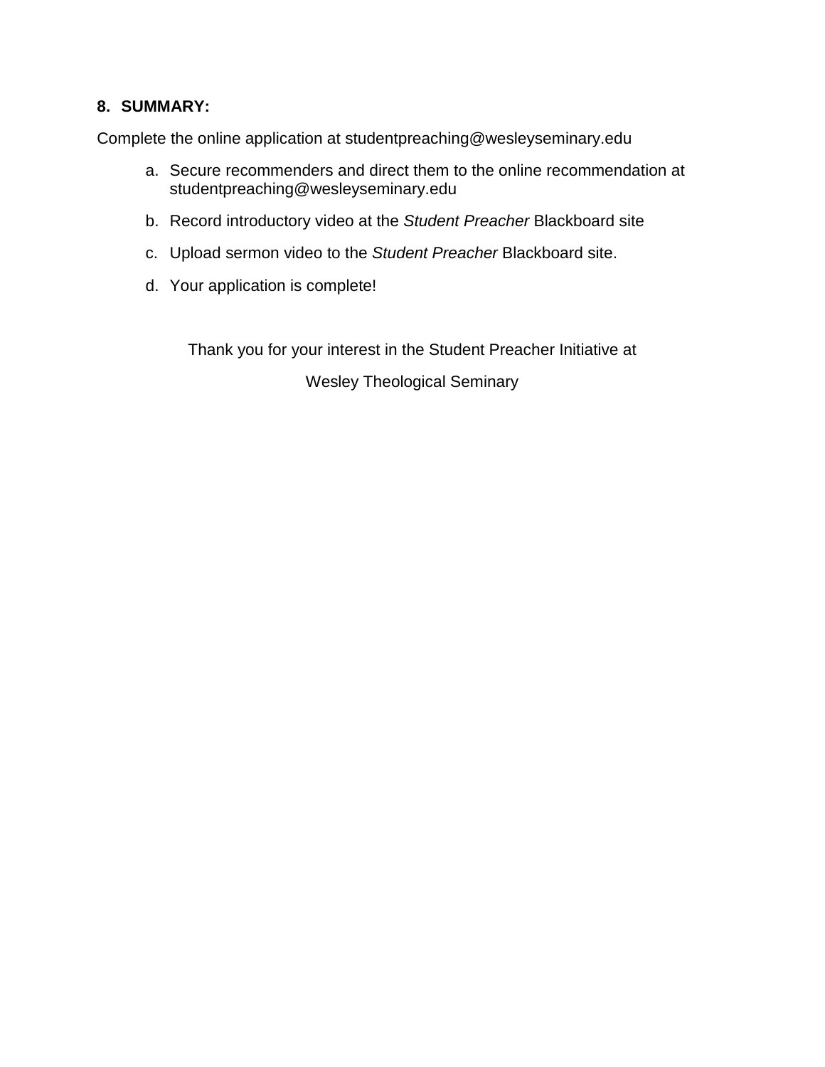## 8. SUMMARY:

Complete the online application at studentpreaching@wesleyseminary.edu

a. Secure recommenders and direct them to the online recommendation at studentpreaching@wesleyseminary.edu

b. Record introductory video at the *Student Preacher* Blackboard site

c. Upload sermon video to the *Student Preacher* Blackboard site.

d. Your application is complete!

Thank you for your interest in the Student Preacher Initiative at

Wesley Theological Seminary